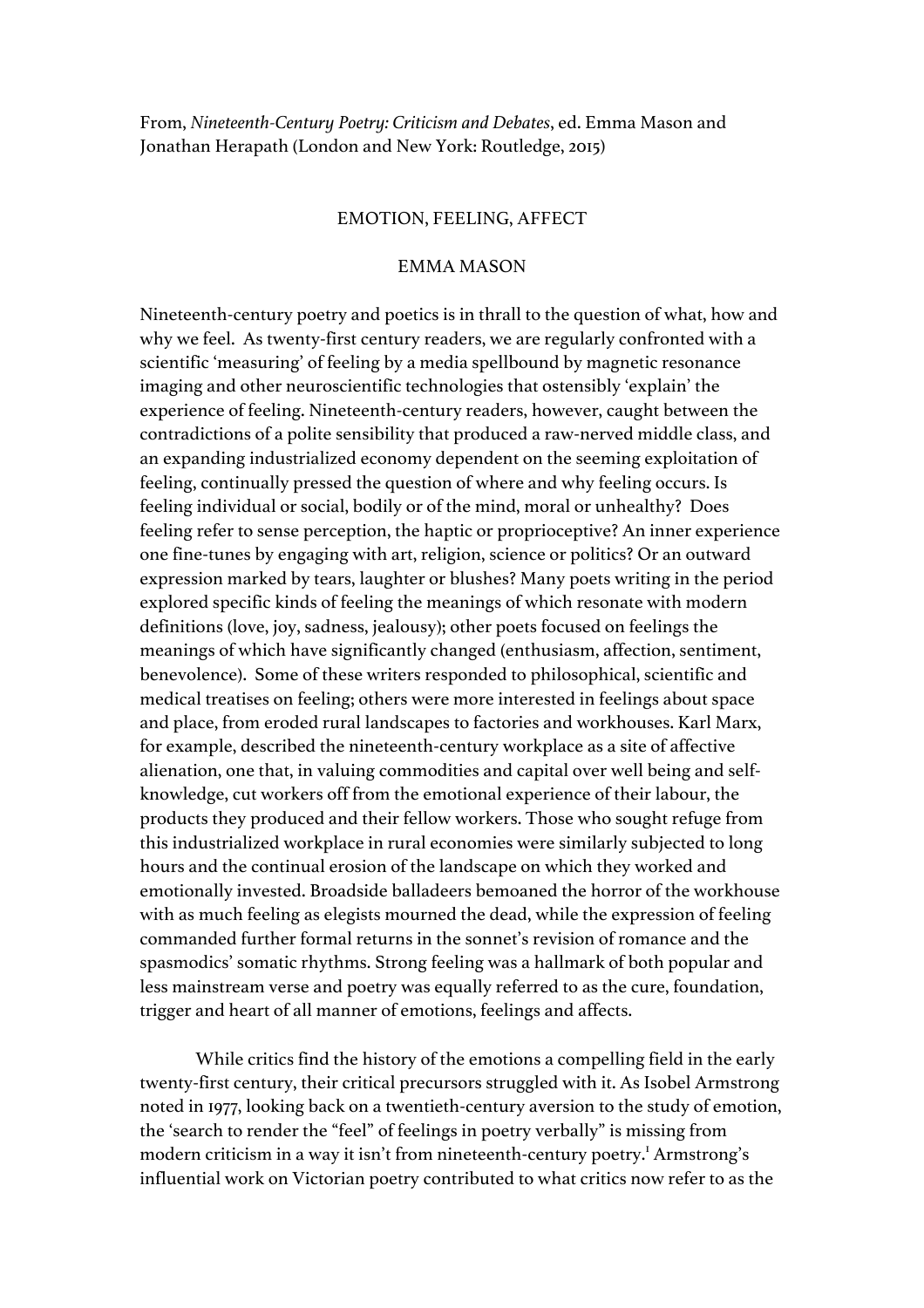From, *Nineteenth-Century Poetry: Criticism and Debates*, ed. Emma Mason and Jonathan Herapath (London and New York: Routledge, 2015)

# EMOTION, FEELING, AFFECT

## EMMA MASON

Nineteenth-century poetry and poetics is in thrall to the question of what, how and why we feel. As twenty-first century readers, we are regularly confronted with a scientific 'measuring' of feeling by a media spellbound by magnetic resonance imaging and other neuroscientific technologies that ostensibly 'explain' the experience of feeling. Nineteenth-century readers, however, caught between the contradictions of a polite sensibility that produced a raw-nerved middle class, and an expanding industrialized economy dependent on the seeming exploitation of feeling, continually pressed the question of where and why feeling occurs. Is feeling individual or social, bodily or of the mind, moral or unhealthy? Does feeling refer to sense perception, the haptic or proprioceptive? An inner experience one fine-tunes by engaging with art, religion, science or politics? Or an outward expression marked by tears, laughter or blushes? Many poets writing in the period explored specific kinds of feeling the meanings of which resonate with modern definitions (love, joy, sadness, jealousy); other poets focused on feelings the meanings of which have significantly changed (enthusiasm, affection, sentiment, benevolence). Some of these writers responded to philosophical, scientific and medical treatises on feeling; others were more interested in feelings about space and place, from eroded rural landscapes to factories and workhouses. Karl Marx, for example, described the nineteenth-century workplace as a site of affective alienation, one that, in valuing commodities and capital over well being and self-knowledge, cut workers off from the emotional experience of their labour, the products they produced and their fellow workers. Those who sought refuge from this industrialized workplace in rural economies were similarly subjected to long hours and the continual erosion of the landscape on which they worked and emotionally invested. Broadside balladeers bemoaned the horror of the workhouse with as much feeling as elegists mourned the dead, while the expression of feeling commanded further formal returns in the sonnet's revision of romance and the spasmodics' somatic rhythms. Strong feeling was a hallmark of both popular and less mainstream verse and poetry was equally referred to as the cure, foundation, trigger and heart of all manner of emotions, feelings and affects.

While critics find the history of the emotions a compelling field in the early twenty-first century, their critical precursors struggled with it. As Isobel Armstrong noted in 1977, looking back on a twentieth-century aversion to the study of emotion, the 'search to render the "feel" of feelings in poetry verbally' is missing from modern criticism in a way it isn't from nineteenth-century poetry.[1] Armstrong's influential work on Victorian poetry contributed to what critics now refer to as the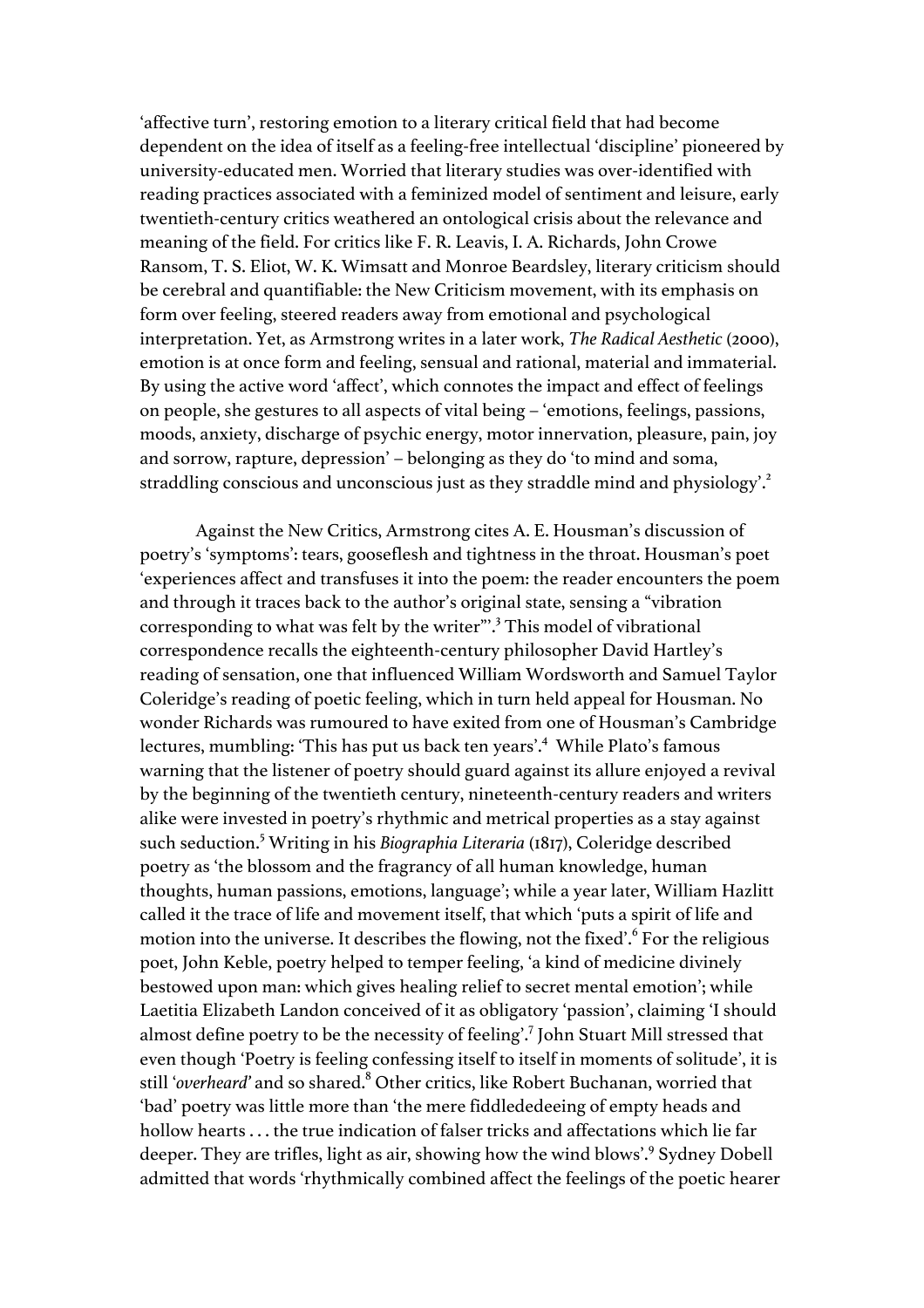'affective turn', restoring emotion to a literary critical field that had become dependent on the idea of itself as a feeling-free intellectual 'discipline' pioneered by university-educated men. Worried that literary studies was over-identified with reading practices associated with a feminized model of sentiment and leisure, early twentieth-century critics weathered an ontological crisis about the relevance and meaning of the field. For critics like F. R. Leavis, I. A. Richards, John Crowe Ransom, T. S. Eliot, W. K. Wimsatt and Monroe Beardsley, literary criticism should be cerebral and quantifiable: the New Criticism movement, with its emphasis on form over feeling, steered readers away from emotional and psychological interpretation. Yet, as Armstrong writes in a later work, *The Radical Aesthetic* (2000), emotion is at once form and feeling, sensual and rational, material and immaterial. By using the active word 'affect', which connotes the impact and effect of feelings on people, she gestures to all aspects of vital being – 'emotions, feelings, passions, moods, anxiety, discharge of psychic energy, motor innervation, pleasure, pain, joy and sorrow, rapture, depression' – belonging as they do 'to mind and soma, straddling conscious and unconscious just as they straddle mind and physiology'.[2]

Against the New Critics, Armstrong cites A. E. Housman's discussion of poetry's 'symptoms': tears, gooseflesh and tightness in the throat. Housman's poet 'experiences affect and transfuses it into the poem: the reader encounters the poem and through it traces back to the author's original state, sensing a "vibration corresponding to what was felt by the writer"'.[3] This model of vibrational correspondence recalls the eighteenth-century philosopher David Hartley's reading of sensation, one that influenced William Wordsworth and Samuel Taylor Coleridge's reading of poetic feeling, which in turn held appeal for Housman. No wonder Richards was rumoured to have exited from one of Housman's Cambridge lectures, mumbling: 'This has put us back ten years'.[4] While Plato's famous warning that the listener of poetry should guard against its allure enjoyed a revival by the beginning of the twentieth century, nineteenth-century readers and writers alike were invested in poetry's rhythmic and metrical properties as a stay against such seduction.[5] Writing in his *Biographia Literaria* (1817), Coleridge described poetry as 'the blossom and the fragrancy of all human knowledge, human thoughts, human passions, emotions, language'; while a year later, William Hazlitt called it the trace of life and movement itself, that which 'puts a spirit of life and motion into the universe. It describes the flowing, not the fixed'.[6] For the religious poet, John Keble, poetry helped to temper feeling, 'a kind of medicine divinely bestowed upon man: which gives healing relief to secret mental emotion'; while Laetitia Elizabeth Landon conceived of it as obligatory 'passion', claiming 'I should almost define poetry to be the necessity of feeling'.[7] John Stuart Mill stressed that even though 'Poetry is feeling confessing itself to itself in moments of solitude', it is still '*overheard*' and so shared.[8] Other critics, like Robert Buchanan, worried that 'bad' poetry was little more than 'the mere fiddlededeeing of empty heads and hollow hearts . . . the true indication of falser tricks and affectations which lie far deeper. They are trifles, light as air, showing how the wind blows'.[9] Sydney Dobell admitted that words 'rhythmically combined affect the feelings of the poetic hearer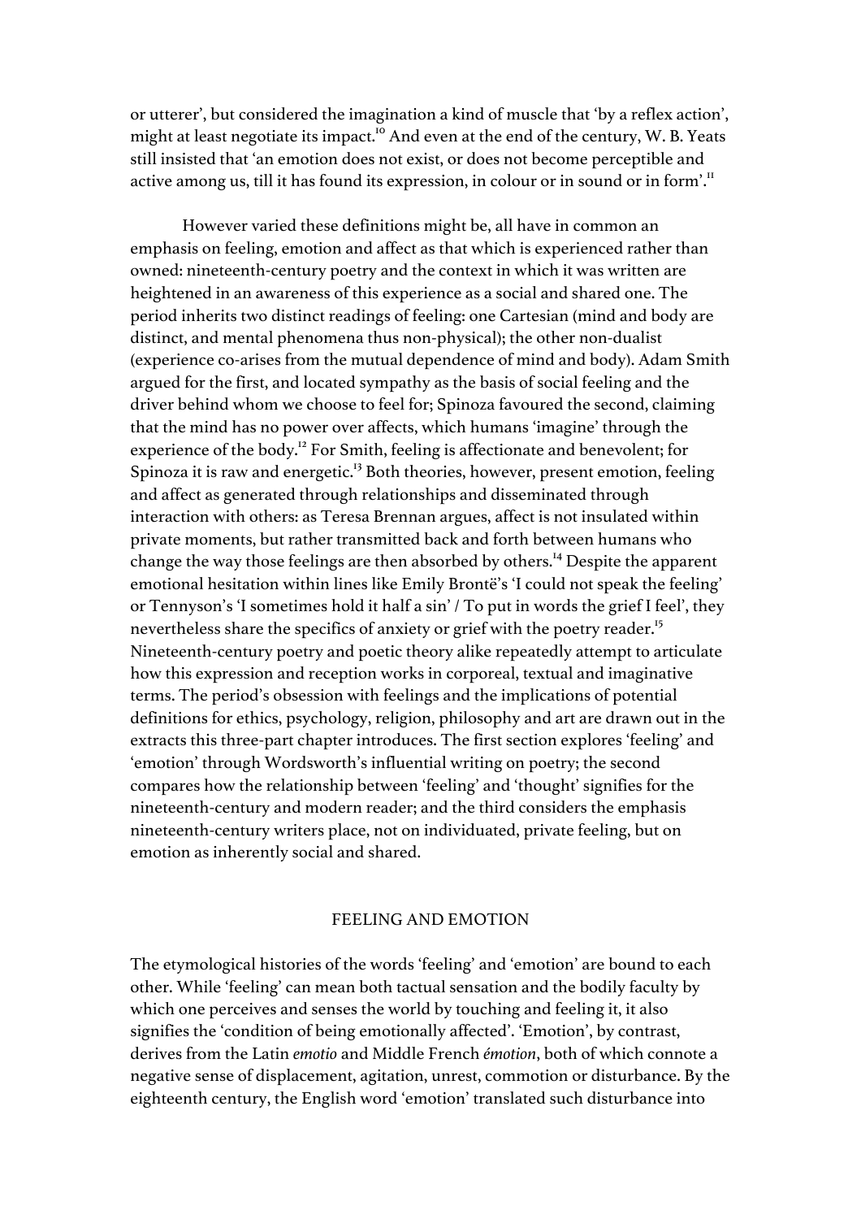or utterer', but considered the imagination a kind of muscle that 'by a reflex action', might at least negotiate its impact.[10] And even at the end of the century, W. B. Yeats still insisted that 'an emotion does not exist, or does not become perceptible and active among us, till it has found its expression, in colour or in sound or in form'.[11]

However varied these definitions might be, all have in common an emphasis on feeling, emotion and affect as that which is experienced rather than owned: nineteenth-century poetry and the context in which it was written are heightened in an awareness of this experience as a social and shared one. The period inherits two distinct readings of feeling: one Cartesian (mind and body are distinct, and mental phenomena thus non-physical); the other non-dualist (experience co-arises from the mutual dependence of mind and body). Adam Smith argued for the first, and located sympathy as the basis of social feeling and the driver behind whom we choose to feel for; Spinoza favoured the second, claiming that the mind has no power over affects, which humans 'imagine' through the experience of the body.[12] For Smith, feeling is affectionate and benevolent; for Spinoza it is raw and energetic.[13] Both theories, however, present emotion, feeling and affect as generated through relationships and disseminated through interaction with others: as Teresa Brennan argues, affect is not insulated within private moments, but rather transmitted back and forth between humans who change the way those feelings are then absorbed by others.[14] Despite the apparent emotional hesitation within lines like Emily Brontë's 'I could not speak the feeling' or Tennyson's 'I sometimes hold it half a sin' / To put in words the grief I feel', they nevertheless share the specifics of anxiety or grief with the poetry reader.[15] Nineteenth-century poetry and poetic theory alike repeatedly attempt to articulate how this expression and reception works in corporeal, textual and imaginative terms. The period's obsession with feelings and the implications of potential definitions for ethics, psychology, religion, philosophy and art are drawn out in the extracts this three-part chapter introduces. The first section explores 'feeling' and 'emotion' through Wordsworth's influential writing on poetry; the second compares how the relationship between 'feeling' and 'thought' signifies for the nineteenth-century and modern reader; and the third considers the emphasis nineteenth-century writers place, not on individuated, private feeling, but on emotion as inherently social and shared.

## FEELING AND EMOTION

The etymological histories of the words 'feeling' and 'emotion' are bound to each other. While 'feeling' can mean both tactual sensation and the bodily faculty by which one perceives and senses the world by touching and feeling it, it also signifies the 'condition of being emotionally affected'. 'Emotion', by contrast, derives from the Latin *emotio* and Middle French *émotion*, both of which connote a negative sense of displacement, agitation, unrest, commotion or disturbance. By the eighteenth century, the English word 'emotion' translated such disturbance into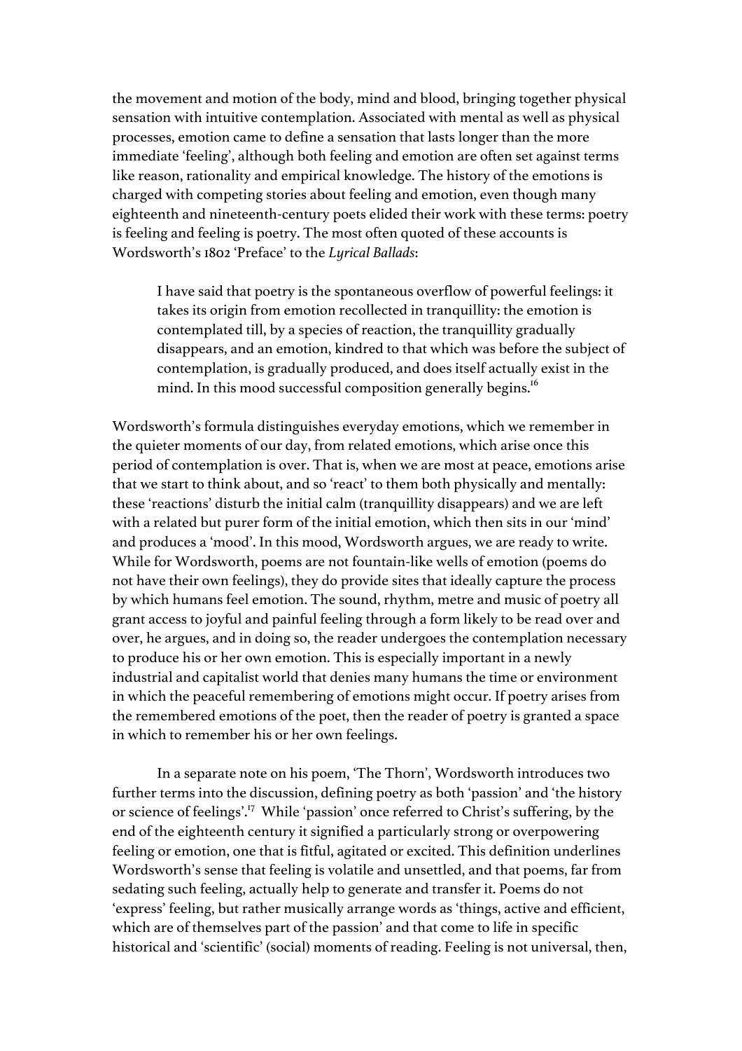the movement and motion of the body, mind and blood, bringing together physical sensation with intuitive contemplation. Associated with mental as well as physical processes, emotion came to define a sensation that lasts longer than the more immediate 'feeling', although both feeling and emotion are often set against terms like reason, rationality and empirical knowledge. The history of the emotions is charged with competing stories about feeling and emotion, even though many eighteenth and nineteenth-century poets elided their work with these terms: poetry is feeling and feeling is poetry. The most often quoted of these accounts is Wordsworth's 1802 'Preface' to the *Lyrical Ballads*:

> I have said that poetry is the spontaneous overflow of powerful feelings: it takes its origin from emotion recollected in tranquillity: the emotion is contemplated till, by a species of reaction, the tranquillity gradually disappears, and an emotion, kindred to that which was before the subject of contemplation, is gradually produced, and does itself actually exist in the mind. In this mood successful composition generally begins.[16]

Wordsworth's formula distinguishes everyday emotions, which we remember in the quieter moments of our day, from related emotions, which arise once this period of contemplation is over. That is, when we are most at peace, emotions arise that we start to think about, and so 'react' to them both physically and mentally: these 'reactions' disturb the initial calm (tranquillity disappears) and we are left with a related but purer form of the initial emotion, which then sits in our 'mind' and produces a 'mood'. In this mood, Wordsworth argues, we are ready to write. While for Wordsworth, poems are not fountain-like wells of emotion (poems do not have their own feelings), they do provide sites that ideally capture the process by which humans feel emotion. The sound, rhythm, metre and music of poetry all grant access to joyful and painful feeling through a form likely to be read over and over, he argues, and in doing so, the reader undergoes the contemplation necessary to produce his or her own emotion. This is especially important in a newly industrial and capitalist world that denies many humans the time or environment in which the peaceful remembering of emotions might occur. If poetry arises from the remembered emotions of the poet, then the reader of poetry is granted a space in which to remember his or her own feelings.

In a separate note on his poem, 'The Thorn', Wordsworth introduces two further terms into the discussion, defining poetry as both 'passion' and 'the history or science of feelings'.[17] While 'passion' once referred to Christ's suffering, by the end of the eighteenth century it signified a particularly strong or overpowering feeling or emotion, one that is fitful, agitated or excited. This definition underlines Wordsworth's sense that feeling is volatile and unsettled, and that poems, far from sedating such feeling, actually help to generate and transfer it. Poems do not 'express' feeling, but rather musically arrange words as 'things, active and efficient, which are of themselves part of the passion' and that come to life in specific historical and 'scientific' (social) moments of reading. Feeling is not universal, then,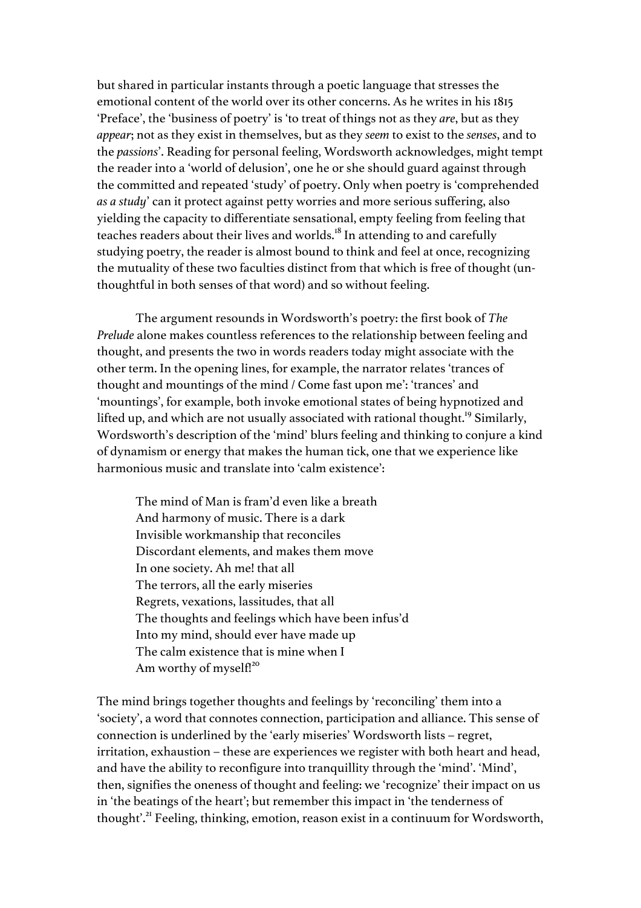but shared in particular instants through a poetic language that stresses the emotional content of the world over its other concerns. As he writes in his 1815 'Preface', the 'business of poetry' is 'to treat of things not as they *are*, but as they *appear*; not as they exist in themselves, but as they *seem* to exist to the *senses*, and to the *passions*'. Reading for personal feeling, Wordsworth acknowledges, might tempt the reader into a 'world of delusion', one he or she should guard against through the committed and repeated 'study' of poetry. Only when poetry is 'comprehended *as a study*' can it protect against petty worries and more serious suffering, also yielding the capacity to differentiate sensational, empty feeling from feeling that teaches readers about their lives and worlds.[18] In attending to and carefully studying poetry, the reader is almost bound to think and feel at once, recognizing the mutuality of these two faculties distinct from that which is free of thought (un-thoughtful in both senses of that word) and so without feeling.

The argument resounds in Wordsworth's poetry: the first book of *The Prelude* alone makes countless references to the relationship between feeling and thought, and presents the two in words readers today might associate with the other term. In the opening lines, for example, the narrator relates 'trances of thought and mountings of the mind / Come fast upon me': 'trances' and 'mountings', for example, both invoke emotional states of being hypnotized and lifted up, and which are not usually associated with rational thought.[19] Similarly, Wordsworth's description of the 'mind' blurs feeling and thinking to conjure a kind of dynamism or energy that makes the human tick, one that we experience like harmonious music and translate into 'calm existence':

> The mind of Man is fram'd even like a breath
> And harmony of music. There is a dark
> Invisible workmanship that reconciles
> Discordant elements, and makes them move
> In one society. Ah me! that all
> The terrors, all the early miseries
> Regrets, vexations, lassitudes, that all
> The thoughts and feelings which have been infus'd
> Into my mind, should ever have made up
> The calm existence that is mine when I
> Am worthy of myself![20]

The mind brings together thoughts and feelings by 'reconciling' them into a 'society', a word that connotes connection, participation and alliance. This sense of connection is underlined by the 'early miseries' Wordsworth lists – regret, irritation, exhaustion – these are experiences we register with both heart and head, and have the ability to reconfigure into tranquillity through the 'mind'. 'Mind', then, signifies the oneness of thought and feeling: we 'recognize' their impact on us in 'the beatings of the heart'; but remember this impact in 'the tenderness of thought'.[21] Feeling, thinking, emotion, reason exist in a continuum for Wordsworth,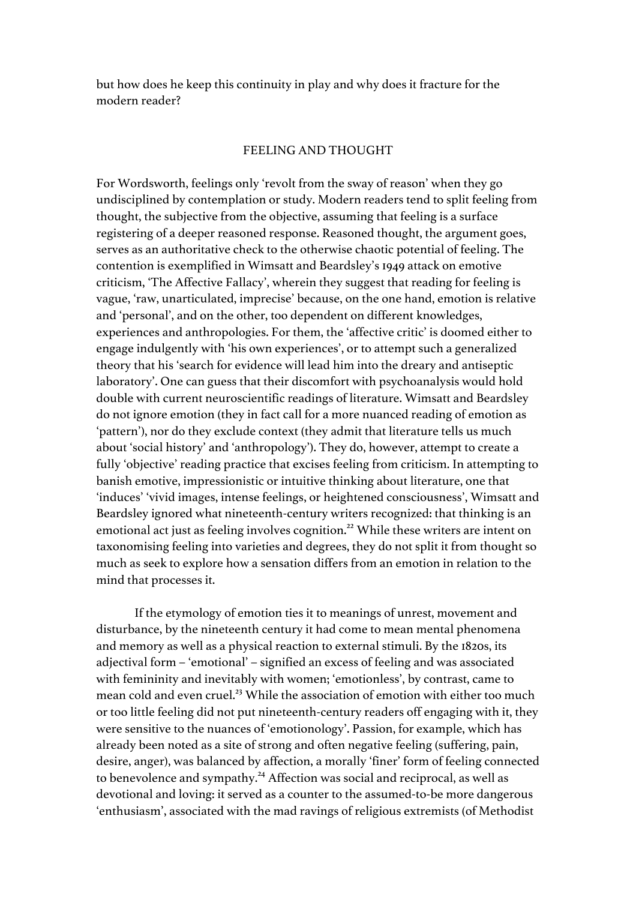but how does he keep this continuity in play and why does it fracture for the modern reader?

## FEELING AND THOUGHT

For Wordsworth, feelings only 'revolt from the sway of reason' when they go undisciplined by contemplation or study. Modern readers tend to split feeling from thought, the subjective from the objective, assuming that feeling is a surface registering of a deeper reasoned response. Reasoned thought, the argument goes, serves as an authoritative check to the otherwise chaotic potential of feeling. The contention is exemplified in Wimsatt and Beardsley's 1949 attack on emotive criticism, 'The Affective Fallacy', wherein they suggest that reading for feeling is vague, 'raw, unarticulated, imprecise' because, on the one hand, emotion is relative and 'personal', and on the other, too dependent on different knowledges, experiences and anthropologies. For them, the 'affective critic' is doomed either to engage indulgently with 'his own experiences', or to attempt such a generalized theory that his 'search for evidence will lead him into the dreary and antiseptic laboratory'. One can guess that their discomfort with psychoanalysis would hold double with current neuroscientific readings of literature. Wimsatt and Beardsley do not ignore emotion (they in fact call for a more nuanced reading of emotion as 'pattern'), nor do they exclude context (they admit that literature tells us much about 'social history' and 'anthropology'). They do, however, attempt to create a fully 'objective' reading practice that excises feeling from criticism. In attempting to banish emotive, impressionistic or intuitive thinking about literature, one that 'induces' 'vivid images, intense feelings, or heightened consciousness', Wimsatt and Beardsley ignored what nineteenth-century writers recognized: that thinking is an emotional act just as feeling involves cognition.[22] While these writers are intent on taxonomising feeling into varieties and degrees, they do not split it from thought so much as seek to explore how a sensation differs from an emotion in relation to the mind that processes it.

If the etymology of emotion ties it to meanings of unrest, movement and disturbance, by the nineteenth century it had come to mean mental phenomena and memory as well as a physical reaction to external stimuli. By the 1820s, its adjectival form – 'emotional' – signified an excess of feeling and was associated with femininity and inevitably with women; 'emotionless', by contrast, came to mean cold and even cruel.[23] While the association of emotion with either too much or too little feeling did not put nineteenth-century readers off engaging with it, they were sensitive to the nuances of 'emotionology'. Passion, for example, which has already been noted as a site of strong and often negative feeling (suffering, pain, desire, anger), was balanced by affection, a morally 'finer' form of feeling connected to benevolence and sympathy.[24] Affection was social and reciprocal, as well as devotional and loving: it served as a counter to the assumed-to-be more dangerous 'enthusiasm', associated with the mad ravings of religious extremists (of Methodist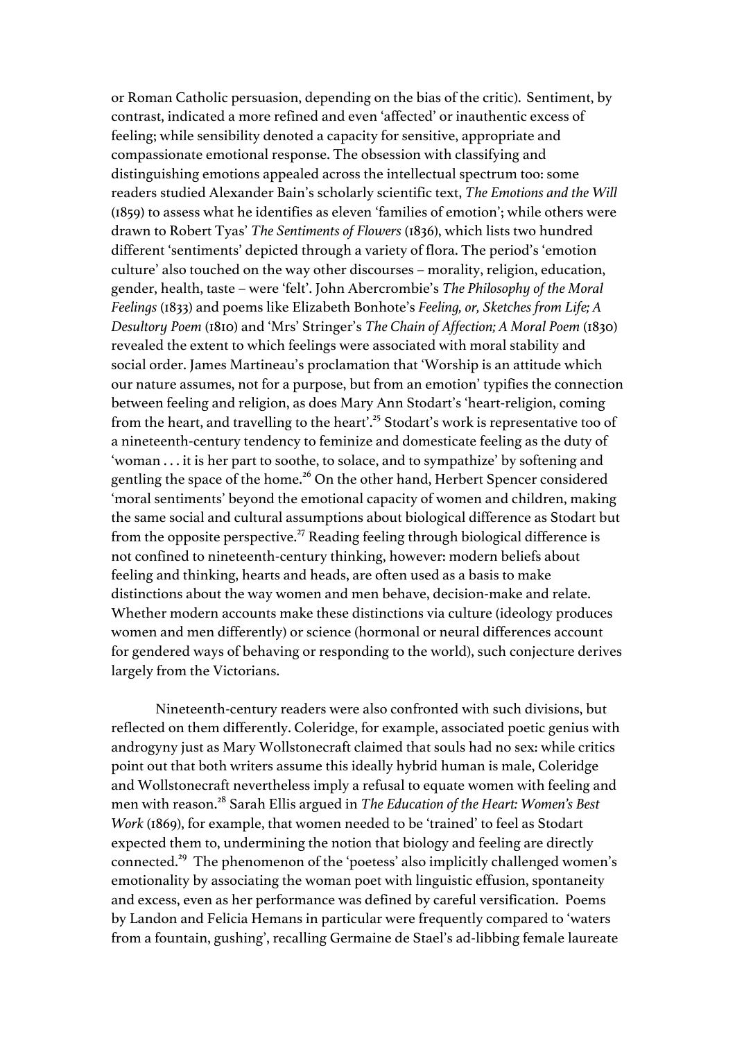or Roman Catholic persuasion, depending on the bias of the critic). Sentiment, by contrast, indicated a more refined and even 'affected' or inauthentic excess of feeling; while sensibility denoted a capacity for sensitive, appropriate and compassionate emotional response. The obsession with classifying and distinguishing emotions appealed across the intellectual spectrum too: some readers studied Alexander Bain's scholarly scientific text, *The Emotions and the Will* (1859) to assess what he identifies as eleven 'families of emotion'; while others were drawn to Robert Tyas' *The Sentiments of Flowers* (1836), which lists two hundred different 'sentiments' depicted through a variety of flora. The period's 'emotion culture' also touched on the way other discourses – morality, religion, education, gender, health, taste – were 'felt'. John Abercrombie's *The Philosophy of the Moral Feelings* (1833) and poems like Elizabeth Bonhote's *Feeling, or, Sketches from Life; A Desultory Poem* (1810) and 'Mrs' Stringer's *The Chain of Affection; A Moral Poem* (1830) revealed the extent to which feelings were associated with moral stability and social order. James Martineau's proclamation that 'Worship is an attitude which our nature assumes, not for a purpose, but from an emotion' typifies the connection between feeling and religion, as does Mary Ann Stodart's 'heart-religion, coming from the heart, and travelling to the heart'.[25] Stodart's work is representative too of a nineteenth-century tendency to feminize and domesticate feeling as the duty of 'woman . . . it is her part to soothe, to solace, and to sympathize' by softening and gentling the space of the home.[26] On the other hand, Herbert Spencer considered 'moral sentiments' beyond the emotional capacity of women and children, making the same social and cultural assumptions about biological difference as Stodart but from the opposite perspective.[27] Reading feeling through biological difference is not confined to nineteenth-century thinking, however: modern beliefs about feeling and thinking, hearts and heads, are often used as a basis to make distinctions about the way women and men behave, decision-make and relate. Whether modern accounts make these distinctions via culture (ideology produces women and men differently) or science (hormonal or neural differences account for gendered ways of behaving or responding to the world), such conjecture derives largely from the Victorians.

Nineteenth-century readers were also confronted with such divisions, but reflected on them differently. Coleridge, for example, associated poetic genius with androgyny just as Mary Wollstonecraft claimed that souls had no sex: while critics point out that both writers assume this ideally hybrid human is male, Coleridge and Wollstonecraft nevertheless imply a refusal to equate women with feeling and men with reason.[28] Sarah Ellis argued in *The Education of the Heart: Women's Best Work* (1869), for example, that women needed to be 'trained' to feel as Stodart expected them to, undermining the notion that biology and feeling are directly connected.[29] The phenomenon of the 'poetess' also implicitly challenged women's emotionality by associating the woman poet with linguistic effusion, spontaneity and excess, even as her performance was defined by careful versification. Poems by Landon and Felicia Hemans in particular were frequently compared to 'waters from a fountain, gushing', recalling Germaine de Stael's ad-libbing female laureate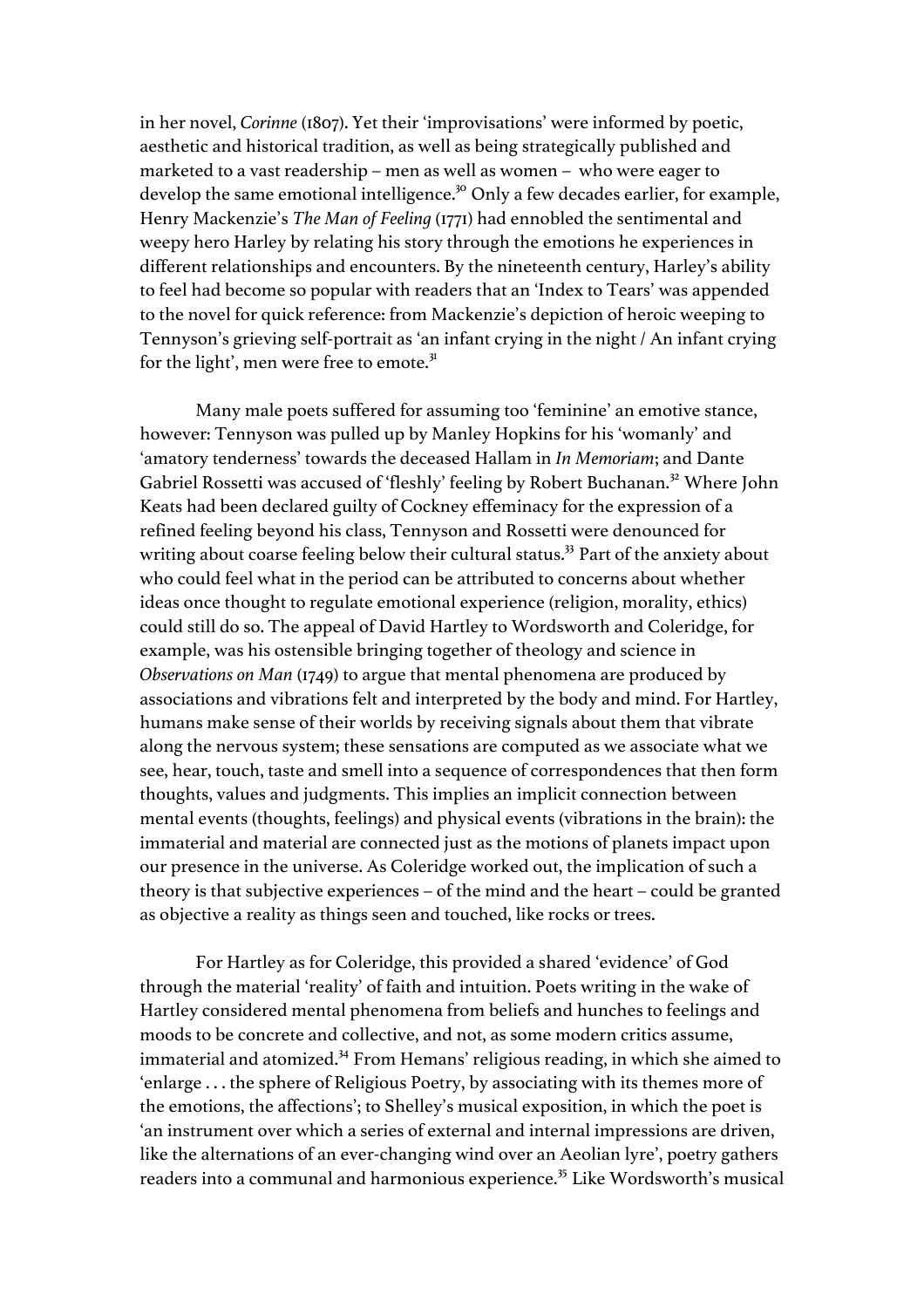in her novel, *Corinne* (1807). Yet their 'improvisations' were informed by poetic, aesthetic and historical tradition, as well as being strategically published and marketed to a vast readership – men as well as women – who were eager to develop the same emotional intelligence.[30] Only a few decades earlier, for example, Henry Mackenzie's *The Man of Feeling* (1771) had ennobled the sentimental and weepy hero Harley by relating his story through the emotions he experiences in different relationships and encounters. By the nineteenth century, Harley's ability to feel had become so popular with readers that an 'Index to Tears' was appended to the novel for quick reference: from Mackenzie's depiction of heroic weeping to Tennyson's grieving self-portrait as 'an infant crying in the night / An infant crying for the light', men were free to emote.[31]

Many male poets suffered for assuming too 'feminine' an emotive stance, however: Tennyson was pulled up by Manley Hopkins for his 'womanly' and 'amatory tenderness' towards the deceased Hallam in *In Memoriam*; and Dante Gabriel Rossetti was accused of 'fleshly' feeling by Robert Buchanan.[32] Where John Keats had been declared guilty of Cockney effeminacy for the expression of a refined feeling beyond his class, Tennyson and Rossetti were denounced for writing about coarse feeling below their cultural status.[33] Part of the anxiety about who could feel what in the period can be attributed to concerns about whether ideas once thought to regulate emotional experience (religion, morality, ethics) could still do so. The appeal of David Hartley to Wordsworth and Coleridge, for example, was his ostensible bringing together of theology and science in *Observations on Man* (1749) to argue that mental phenomena are produced by associations and vibrations felt and interpreted by the body and mind. For Hartley, humans make sense of their worlds by receiving signals about them that vibrate along the nervous system; these sensations are computed as we associate what we see, hear, touch, taste and smell into a sequence of correspondences that then form thoughts, values and judgments. This implies an implicit connection between mental events (thoughts, feelings) and physical events (vibrations in the brain): the immaterial and material are connected just as the motions of planets impact upon our presence in the universe. As Coleridge worked out, the implication of such a theory is that subjective experiences – of the mind and the heart – could be granted as objective a reality as things seen and touched, like rocks or trees.

For Hartley as for Coleridge, this provided a shared 'evidence' of God through the material 'reality' of faith and intuition. Poets writing in the wake of Hartley considered mental phenomena from beliefs and hunches to feelings and moods to be concrete and collective, and not, as some modern critics assume, immaterial and atomized.[34] From Hemans' religious reading, in which she aimed to 'enlarge . . . the sphere of Religious Poetry, by associating with its themes more of the emotions, the affections'; to Shelley's musical exposition, in which the poet is 'an instrument over which a series of external and internal impressions are driven, like the alternations of an ever-changing wind over an Aeolian lyre', poetry gathers readers into a communal and harmonious experience.[35] Like Wordsworth's musical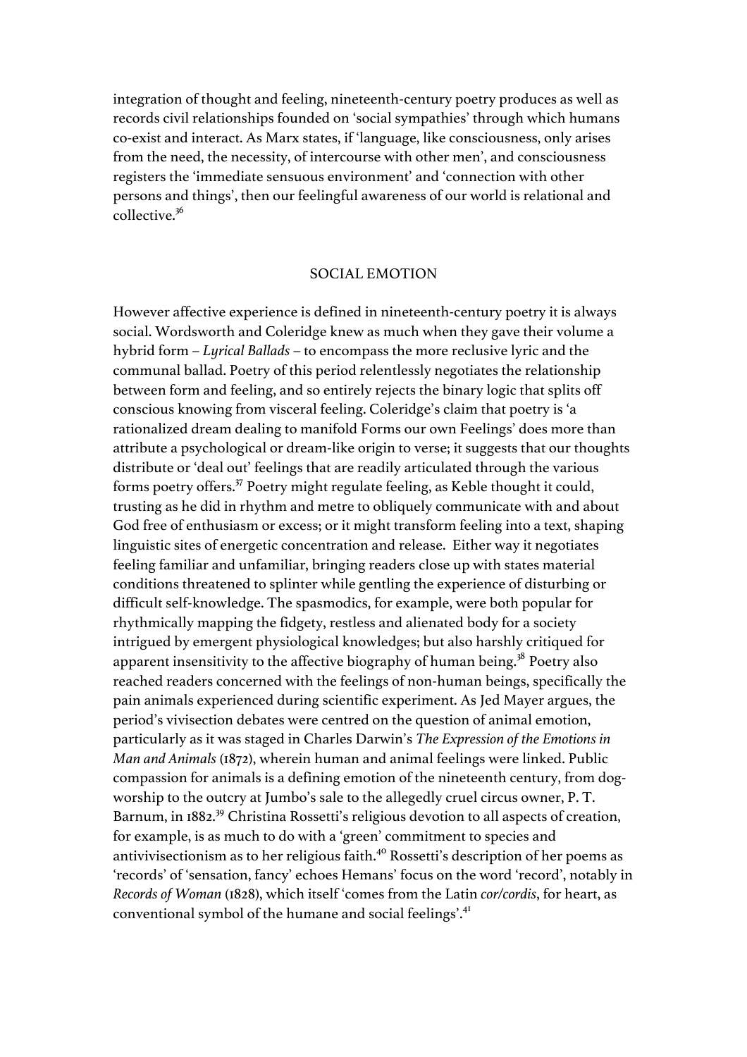integration of thought and feeling, nineteenth-century poetry produces as well as records civil relationships founded on 'social sympathies' through which humans co-exist and interact. As Marx states, if 'language, like consciousness, only arises from the need, the necessity, of intercourse with other men', and consciousness registers the 'immediate sensuous environment' and 'connection with other persons and things', then our feelingful awareness of our world is relational and collective.[36]

## SOCIAL EMOTION

However affective experience is defined in nineteenth-century poetry it is always social. Wordsworth and Coleridge knew as much when they gave their volume a hybrid form – *Lyrical Ballads* – to encompass the more reclusive lyric and the communal ballad. Poetry of this period relentlessly negotiates the relationship between form and feeling, and so entirely rejects the binary logic that splits off conscious knowing from visceral feeling. Coleridge's claim that poetry is 'a rationalized dream dealing to manifold Forms our own Feelings' does more than attribute a psychological or dream-like origin to verse; it suggests that our thoughts distribute or 'deal out' feelings that are readily articulated through the various forms poetry offers.[37] Poetry might regulate feeling, as Keble thought it could, trusting as he did in rhythm and metre to obliquely communicate with and about God free of enthusiasm or excess; or it might transform feeling into a text, shaping linguistic sites of energetic concentration and release. Either way it negotiates feeling familiar and unfamiliar, bringing readers close up with states material conditions threatened to splinter while gentling the experience of disturbing or difficult self-knowledge. The spasmodics, for example, were both popular for rhythmically mapping the fidgety, restless and alienated body for a society intrigued by emergent physiological knowledges; but also harshly critiqued for apparent insensitivity to the affective biography of human being.[38] Poetry also reached readers concerned with the feelings of non-human beings, specifically the pain animals experienced during scientific experiment. As Jed Mayer argues, the period's vivisection debates were centred on the question of animal emotion, particularly as it was staged in Charles Darwin's *The Expression of the Emotions in Man and Animals* (1872), wherein human and animal feelings were linked. Public compassion for animals is a defining emotion of the nineteenth century, from dog-worship to the outcry at Jumbo's sale to the allegedly cruel circus owner, P. T. Barnum, in 1882.[39] Christina Rossetti's religious devotion to all aspects of creation, for example, is as much to do with a 'green' commitment to species and antivivisectionism as to her religious faith.[40] Rossetti's description of her poems as 'records' of 'sensation, fancy' echoes Hemans' focus on the word 'record', notably in *Records of Woman* (1828), which itself 'comes from the Latin *cor/cordis*, for heart, as conventional symbol of the humane and social feelings'.[41]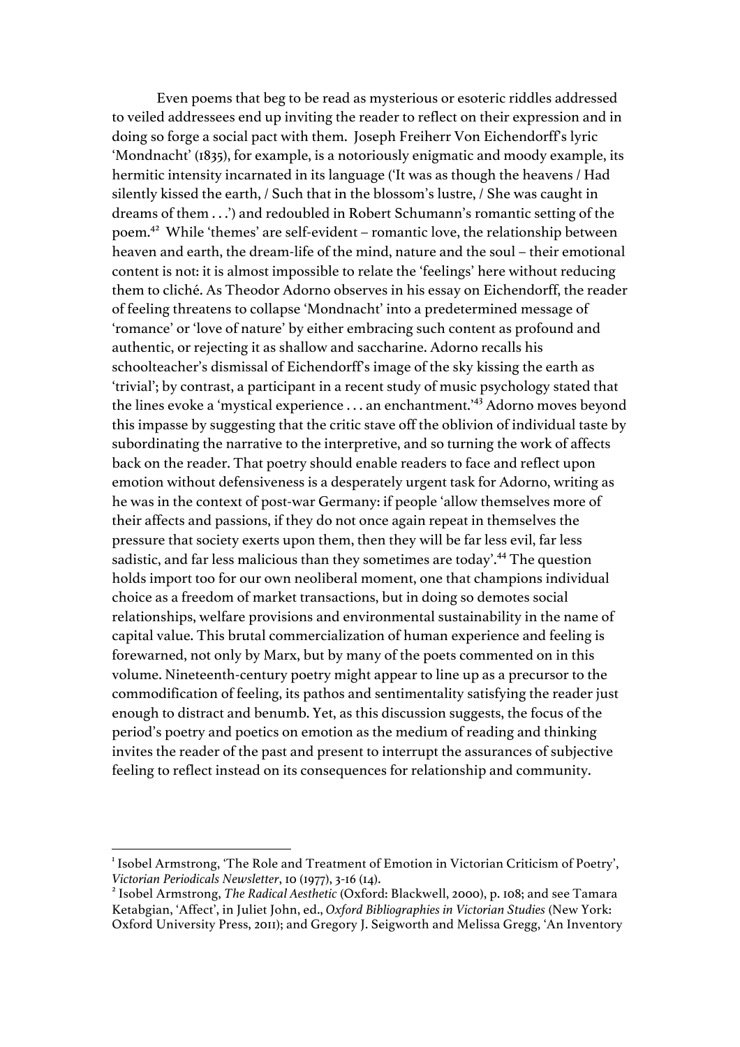Even poems that beg to be read as mysterious or esoteric riddles addressed to veiled addressees end up inviting the reader to reflect on their expression and in doing so forge a social pact with them. Joseph Freiherr Von Eichendorff's lyric 'Mondnacht' (1835), for example, is a notoriously enigmatic and moody example, its hermitic intensity incarnated in its language ('It was as though the heavens / Had silently kissed the earth, / Such that in the blossom's lustre, / She was caught in dreams of them . . .') and redoubled in Robert Schumann's romantic setting of the poem.[42] While 'themes' are self-evident – romantic love, the relationship between heaven and earth, the dream-life of the mind, nature and the soul – their emotional content is not: it is almost impossible to relate the 'feelings' here without reducing them to cliché. As Theodor Adorno observes in his essay on Eichendorff, the reader of feeling threatens to collapse 'Mondnacht' into a predetermined message of 'romance' or 'love of nature' by either embracing such content as profound and authentic, or rejecting it as shallow and saccharine. Adorno recalls his schoolteacher's dismissal of Eichendorff's image of the sky kissing the earth as 'trivial'; by contrast, a participant in a recent study of music psychology stated that the lines evoke a 'mystical experience . . . an enchantment.'[43] Adorno moves beyond this impasse by suggesting that the critic stave off the oblivion of individual taste by subordinating the narrative to the interpretive, and so turning the work of affects back on the reader. That poetry should enable readers to face and reflect upon emotion without defensiveness is a desperately urgent task for Adorno, writing as he was in the context of post-war Germany: if people 'allow themselves more of their affects and passions, if they do not once again repeat in themselves the pressure that society exerts upon them, then they will be far less evil, far less sadistic, and far less malicious than they sometimes are today'.[44] The question holds import too for our own neoliberal moment, one that champions individual choice as a freedom of market transactions, but in doing so demotes social relationships, welfare provisions and environmental sustainability in the name of capital value. This brutal commercialization of human experience and feeling is forewarned, not only by Marx, but by many of the poets commented on in this volume. Nineteenth-century poetry might appear to line up as a precursor to the commodification of feeling, its pathos and sentimentality satisfying the reader just enough to distract and benumb. Yet, as this discussion suggests, the focus of the period's poetry and poetics on emotion as the medium of reading and thinking invites the reader of the past and present to interrupt the assurances of subjective feeling to reflect instead on its consequences for relationship and community.

---

[1] Isobel Armstrong, 'The Role and Treatment of Emotion in Victorian Criticism of Poetry', *Victorian Periodicals Newsletter*, 10 (1977), 3-16 (14).

[2] Isobel Armstrong, *The Radical Aesthetic* (Oxford: Blackwell, 2000), p. 108; and see Tamara Ketabgian, 'Affect', in Juliet John, ed., *Oxford Bibliographies in Victorian Studies* (New York: Oxford University Press, 2011); and Gregory J. Seigworth and Melissa Gregg, 'An Inventory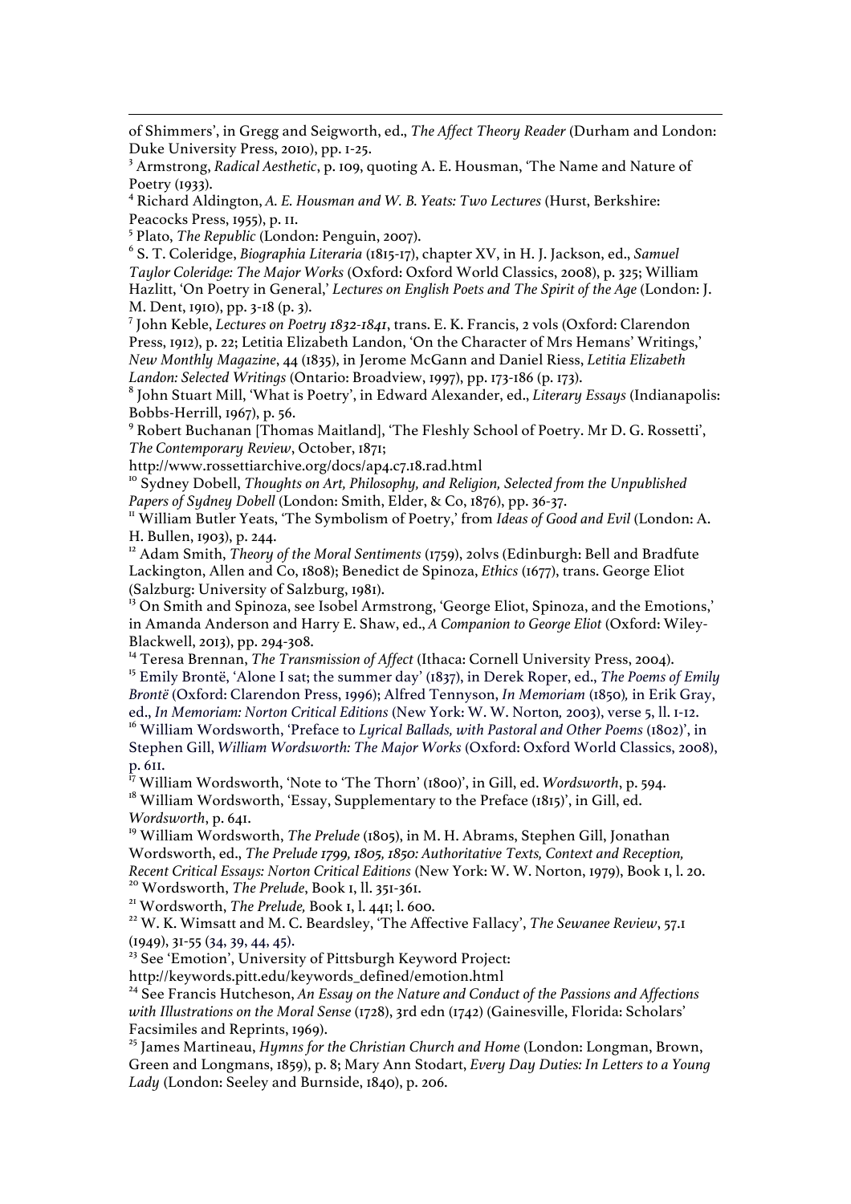of Shimmers', in Gregg and Seigworth, ed., *The Affect Theory Reader* (Durham and London: Duke University Press, 2010), pp. 1-25.

[3] Armstrong, *Radical Aesthetic*, p. 109, quoting A. E. Housman, 'The Name and Nature of Poetry (1933).

[4] Richard Aldington, *A. E. Housman and W. B. Yeats: Two Lectures* (Hurst, Berkshire: Peacocks Press, 1955), p. 11.

[5] Plato, *The Republic* (London: Penguin, 2007).

[6] S. T. Coleridge, *Biographia Literaria* (1815-17), chapter XV, in H. J. Jackson, ed., *Samuel Taylor Coleridge: The Major Works* (Oxford: Oxford World Classics, 2008), p. 325; William Hazlitt, 'On Poetry in General,' *Lectures on English Poets and The Spirit of the Age* (London: J. M. Dent, 1910), pp. 3-18 (p. 3).

[7] John Keble, *Lectures on Poetry 1832-1841*, trans. E. K. Francis, 2 vols (Oxford: Clarendon Press, 1912), p. 22; Letitia Elizabeth Landon, 'On the Character of Mrs Hemans' Writings,' *New Monthly Magazine*, 44 (1835), in Jerome McGann and Daniel Riess, *Letitia Elizabeth Landon: Selected Writings* (Ontario: Broadview, 1997), pp. 173-186 (p. 173).

[8] John Stuart Mill, 'What is Poetry', in Edward Alexander, ed., *Literary Essays* (Indianapolis: Bobbs-Herrill, 1967), p. 56.

[9] Robert Buchanan [Thomas Maitland], 'The Fleshly School of Poetry. Mr D. G. Rossetti', *The Contemporary Review*, October, 1871;
http://www.rossettiarchive.org/docs/ap4.c7.18.rad.html

[10] Sydney Dobell, *Thoughts on Art, Philosophy, and Religion, Selected from the Unpublished Papers of Sydney Dobell* (London: Smith, Elder, & Co, 1876), pp. 36-37.

[11] William Butler Yeats, 'The Symbolism of Poetry,' from *Ideas of Good and Evil* (London: A. H. Bullen, 1903), p. 244.

[12] Adam Smith, *Theory of the Moral Sentiments* (1759), 2olvs (Edinburgh: Bell and Bradfute Lackington, Allen and Co, 1808); Benedict de Spinoza, *Ethics* (1677), trans. George Eliot (Salzburg: University of Salzburg, 1981).

[13] On Smith and Spinoza, see Isobel Armstrong, 'George Eliot, Spinoza, and the Emotions,' in Amanda Anderson and Harry E. Shaw, ed., *A Companion to George Eliot* (Oxford: Wiley-Blackwell, 2013), pp. 294-308.

[14] Teresa Brennan, *The Transmission of Affect* (Ithaca: Cornell University Press, 2004).

[15] Emily Brontë, 'Alone I sat; the summer day' (1837), in Derek Roper, ed., *The Poems of Emily Brontë* (Oxford: Clarendon Press, 1996); Alfred Tennyson, *In Memoriam* (1850), in Erik Gray, ed., *In Memoriam: Norton Critical Editions* (New York: W. W. Norton, 2003), verse 5, ll. 1-12.

[16] William Wordsworth, 'Preface to *Lyrical Ballads, with Pastoral and Other Poems* (1802)', in Stephen Gill, *William Wordsworth: The Major Works* (Oxford: Oxford World Classics, 2008), p. 611.

[17] William Wordsworth, 'Note to 'The Thorn' (1800)', in Gill, ed. *Wordsworth*, p. 594.

[18] William Wordsworth, 'Essay, Supplementary to the Preface (1815)', in Gill, ed. *Wordsworth*, p. 641.

[19] William Wordsworth, *The Prelude* (1805), in M. H. Abrams, Stephen Gill, Jonathan Wordsworth, ed., *The Prelude 1799, 1805, 1850: Authoritative Texts, Context and Reception, Recent Critical Essays: Norton Critical Editions* (New York: W. W. Norton, 1979), Book 1, l. 20.

[20] Wordsworth, *The Prelude*, Book 1, ll. 351-361.

[21] Wordsworth, *The Prelude,* Book 1, l. 441; l. 600.

[22] W. K. Wimsatt and M. C. Beardsley, 'The Affective Fallacy', *The Sewanee Review*, 57.1 (1949), 31-55 (34, 39, 44, 45).

[23] See 'Emotion', University of Pittsburgh Keyword Project:
http://keywords.pitt.edu/keywords_defined/emotion.html

[24] See Francis Hutcheson, *An Essay on the Nature and Conduct of the Passions and Affections with Illustrations on the Moral Sense* (1728), 3rd edn (1742) (Gainesville, Florida: Scholars' Facsimiles and Reprints, 1969).

[25] James Martineau, *Hymns for the Christian Church and Home* (London: Longman, Brown, Green and Longmans, 1859), p. 8; Mary Ann Stodart, *Every Day Duties: In Letters to a Young Lady* (London: Seeley and Burnside, 1840), p. 206.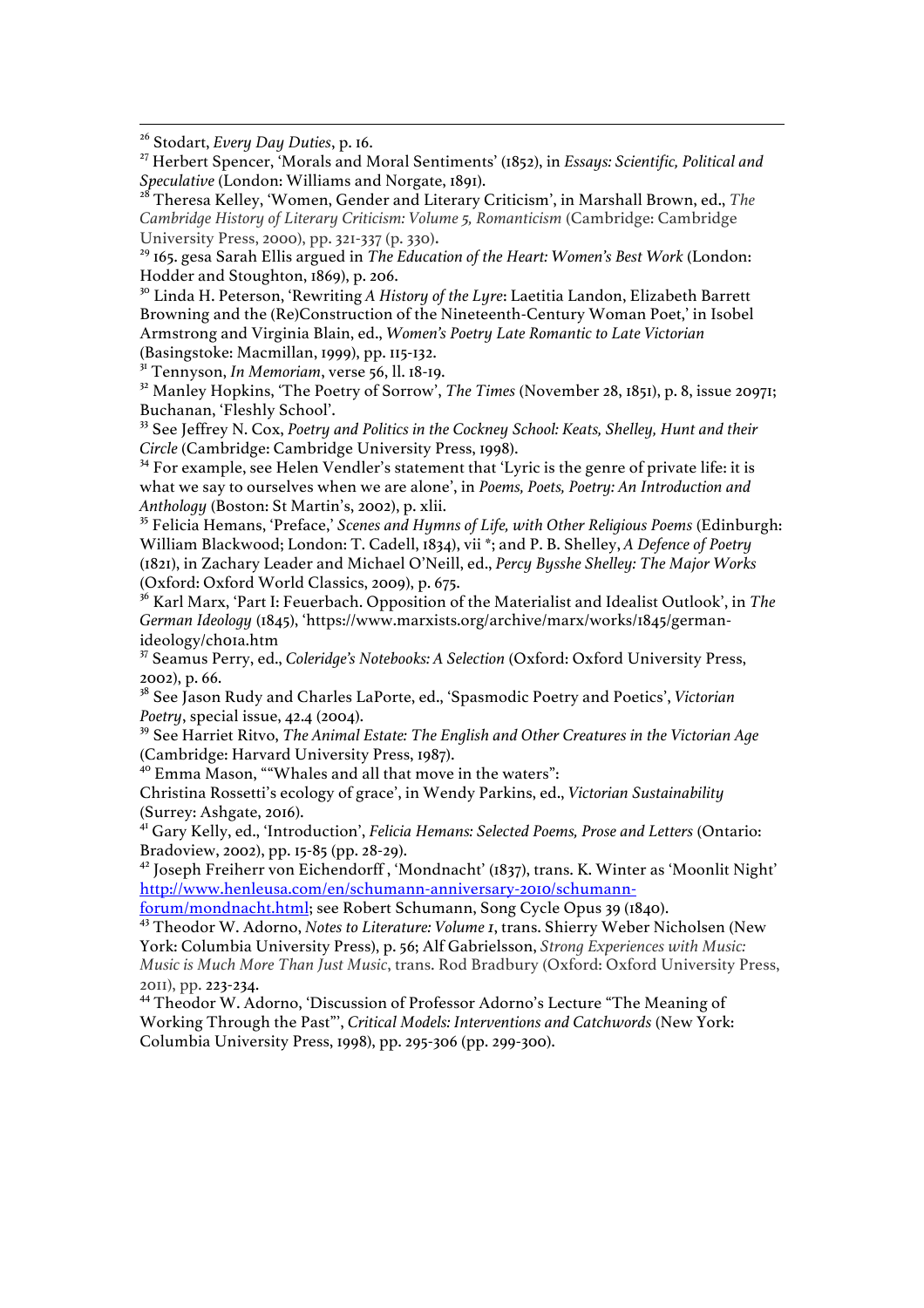[26] Stodart, *Every Day Duties*, p. 16.

[27] Herbert Spencer, 'Morals and Moral Sentiments' (1852), in *Essays: Scientific, Political and Speculative* (London: Williams and Norgate, 1891).

[28] Theresa Kelley, 'Women, Gender and Literary Criticism', in Marshall Brown, ed., *The Cambridge History of Literary Criticism: Volume 5, Romanticism* (Cambridge: Cambridge University Press, 2000), pp. 321-337 (p. 330).

[29] 165. gesa Sarah Ellis argued in *The Education of the Heart: Women's Best Work* (London: Hodder and Stoughton, 1869), p. 206.

[30] Linda H. Peterson, 'Rewriting *A History of the Lyre*: Laetitia Landon, Elizabeth Barrett Browning and the (Re)Construction of the Nineteenth-Century Woman Poet,' in Isobel Armstrong and Virginia Blain, ed., *Women's Poetry Late Romantic to Late Victorian* (Basingstoke: Macmillan, 1999), pp. 115-132.

[31] Tennyson, *In Memoriam*, verse 56, ll. 18-19.

[32] Manley Hopkins, 'The Poetry of Sorrow', *The Times* (November 28, 1851), p. 8, issue 20971; Buchanan, 'Fleshly School'.

[33] See Jeffrey N. Cox, *Poetry and Politics in the Cockney School: Keats, Shelley, Hunt and their Circle* (Cambridge: Cambridge University Press, 1998).

[34] For example, see Helen Vendler's statement that 'Lyric is the genre of private life: it is what we say to ourselves when we are alone', in *Poems, Poets, Poetry: An Introduction and Anthology* (Boston: St Martin's, 2002), p. xlii.

[35] Felicia Hemans, 'Preface,' *Scenes and Hymns of Life, with Other Religious Poems* (Edinburgh: William Blackwood; London: T. Cadell, 1834), vii *; and P. B. Shelley, *A Defence of Poetry* (1821), in Zachary Leader and Michael O'Neill, ed., *Percy Bysshe Shelley: The Major Works* (Oxford: Oxford World Classics, 2009), p. 675.

[36] Karl Marx, 'Part I: Feuerbach. Opposition of the Materialist and Idealist Outlook', in *The German Ideology* (1845), 'https://www.marxists.org/archive/marx/works/1845/german-ideology/ch01a.htm

[37] Seamus Perry, ed., *Coleridge's Notebooks: A Selection* (Oxford: Oxford University Press, 2002), p. 66.

[38] See Jason Rudy and Charles LaPorte, ed., 'Spasmodic Poetry and Poetics', *Victorian Poetry*, special issue, 42.4 (2004).

[39] See Harriet Ritvo, *The Animal Estate: The English and Other Creatures in the Victorian Age* (Cambridge: Harvard University Press, 1987).

[40] Emma Mason, ""Whales and all that move in the waters":
Christina Rossetti's ecology of grace', in Wendy Parkins, ed., *Victorian Sustainability* (Surrey: Ashgate, 2016).

[41] Gary Kelly, ed., 'Introduction', *Felicia Hemans: Selected Poems, Prose and Letters* (Ontario: Bradoview, 2002), pp. 15-85 (pp. 28-29).

[42] Joseph Freiherr von Eichendorff , 'Mondnacht' (1837), trans. K. Winter as 'Moonlit Night' http://www.henleusa.com/en/schumann-anniversary-2010/schumann-forum/mondnacht.html; see Robert Schumann, Song Cycle Opus 39 (1840).

[43] Theodor W. Adorno, *Notes to Literature: Volume 1*, trans. Shierry Weber Nicholsen (New York: Columbia University Press), p. 56; Alf Gabrielsson, *Strong Experiences with Music: Music is Much More Than Just Music*, trans. Rod Bradbury (Oxford: Oxford University Press, 2011), pp. 223-234.

[44] Theodor W. Adorno, 'Discussion of Professor Adorno's Lecture "The Meaning of Working Through the Past"', *Critical Models: Interventions and Catchwords* (New York: Columbia University Press, 1998), pp. 295-306 (pp. 299-300).